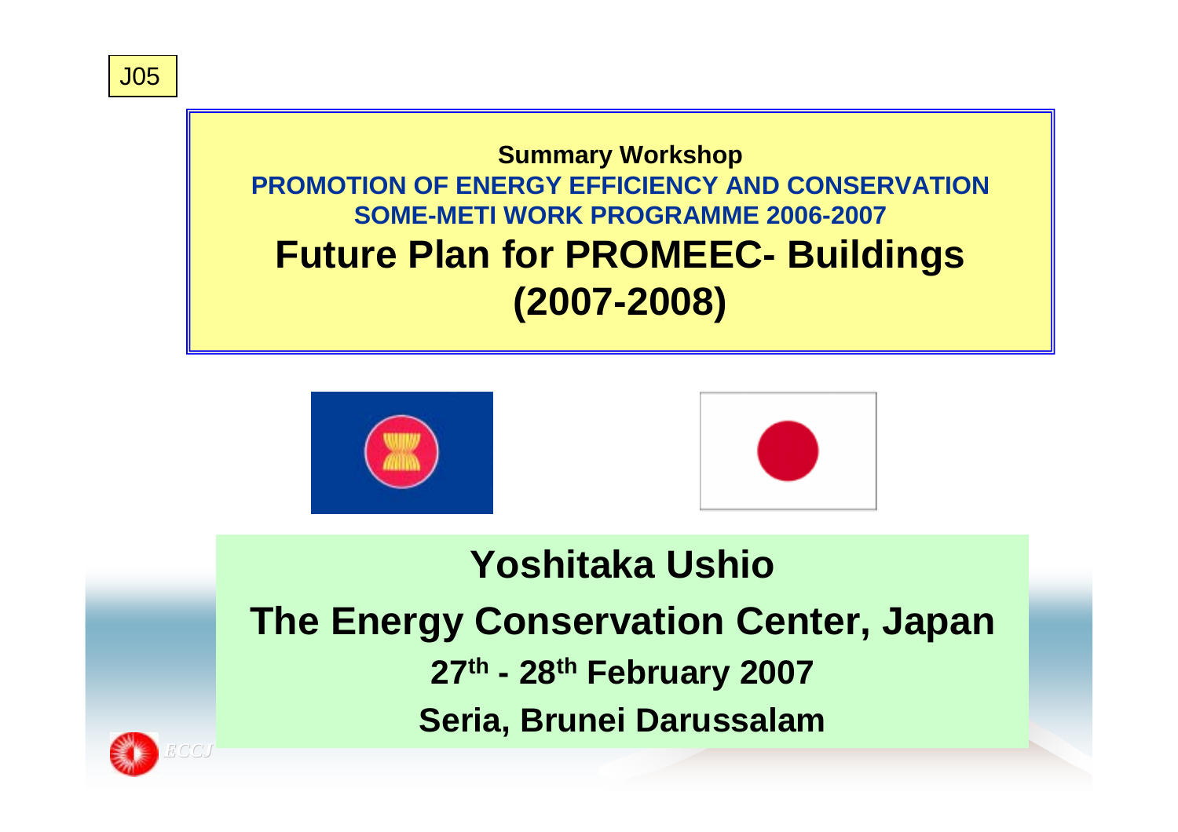J05

**Summary Workshop**

**PROMOTION OF ENERGY EFFICIENCY AND CONSERVATION**

**SOME-METI WORK PROGRAMME 2006-2007**

# Future Plan for PROMEEC- Buildings (2007-2008)

**Yoshitaka Ushio**

**The Energy Conservation Center, Japan**

**27th - 28th February 2007**

**Seria, Brunei Darussalam**

ECCJ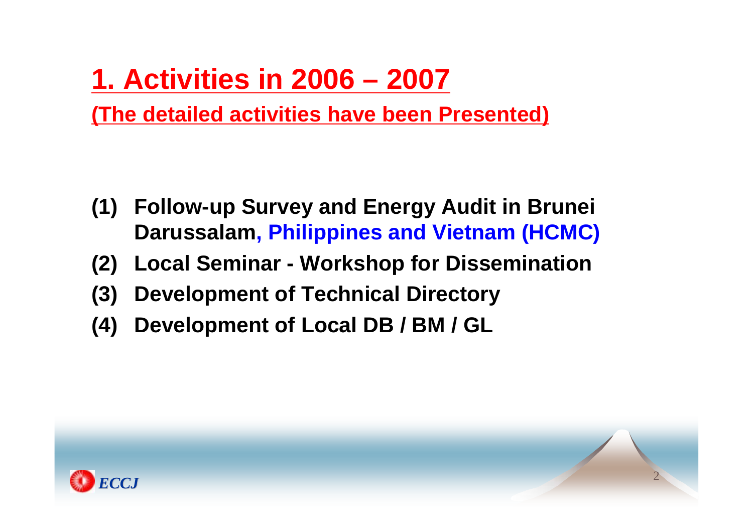# 1. Activities in 2006 – 2007

**(The detailed activities have been Presented)**

- **(1) Follow-up Survey and Energy Audit in Brunei Darussalam, Philippines and Vietnam (HCMC)**
- **(2) Local Seminar - Workshop for Dissemination**
- **(3) Development of Technical Directory**
- **(4) Development of Local DB / BM / GL**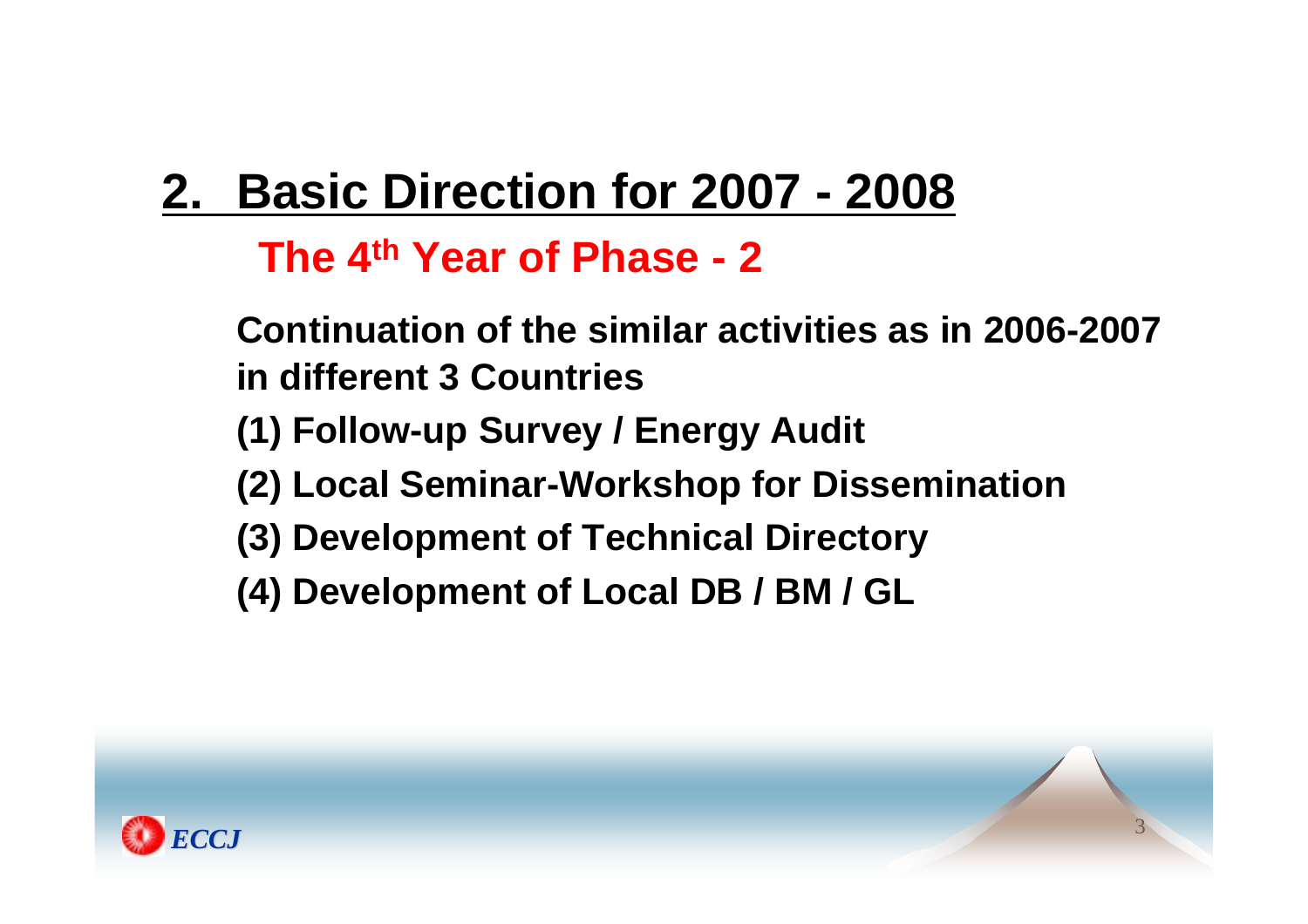# 2. Basic Direction for 2007 - 2008

## The 4th Year of Phase - 2

**Continuation of the similar activities as in 2006-2007 in different 3 Countries**

**(1) Follow-up Survey / Energy Audit**

**(2) Local Seminar-Workshop for Dissemination**

**(3) Development of Technical Directory**

**(4) Development of Local DB / BM / GL**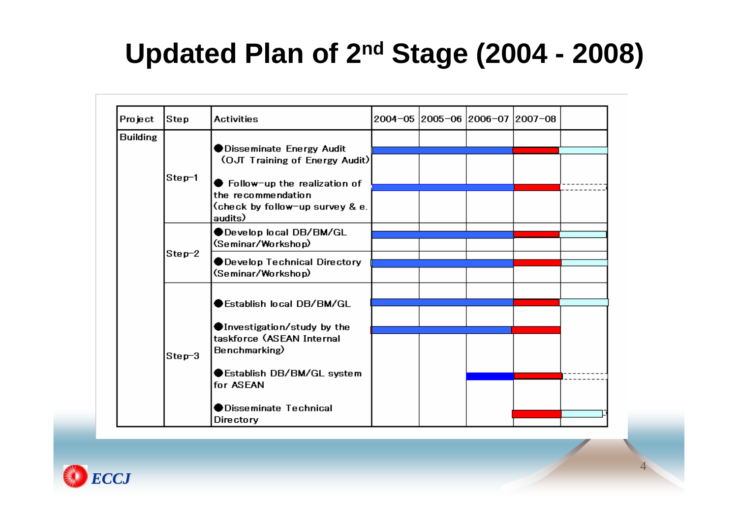# Updated Plan of 2nd Stage (2004 - 2008)

| Project | Step | Activities | 2004−05 | 2005−06 | 2006−07 | 2007−08 | |
|---|---|---|---|---|---|---|---|
| Building | Step−1 | ● Disseminate Energy Audit (OJT Training of Energy Audit) | | | | | |
| | | ● Follow−up the realization of the recommendation (check by follow−up survey & e. audits) | | | | | |
| | Step−2 | ● Develop local DB/BM/GL (Seminar/Workshop) | | | | | |
| | | ● Develop Technical Directory (Seminar/Workshop) | | | | | |
| | Step−3 | ● Establish local DB/BM/GL | | | | | |
| | | ● Investigation/study by the taskforce (ASEAN Internal Benchmarking) | | | | | |
| | | ● Establish DB/BM/GL system for ASEAN | | | | | |
| | | ● Disseminate Technical Directory | | | | | |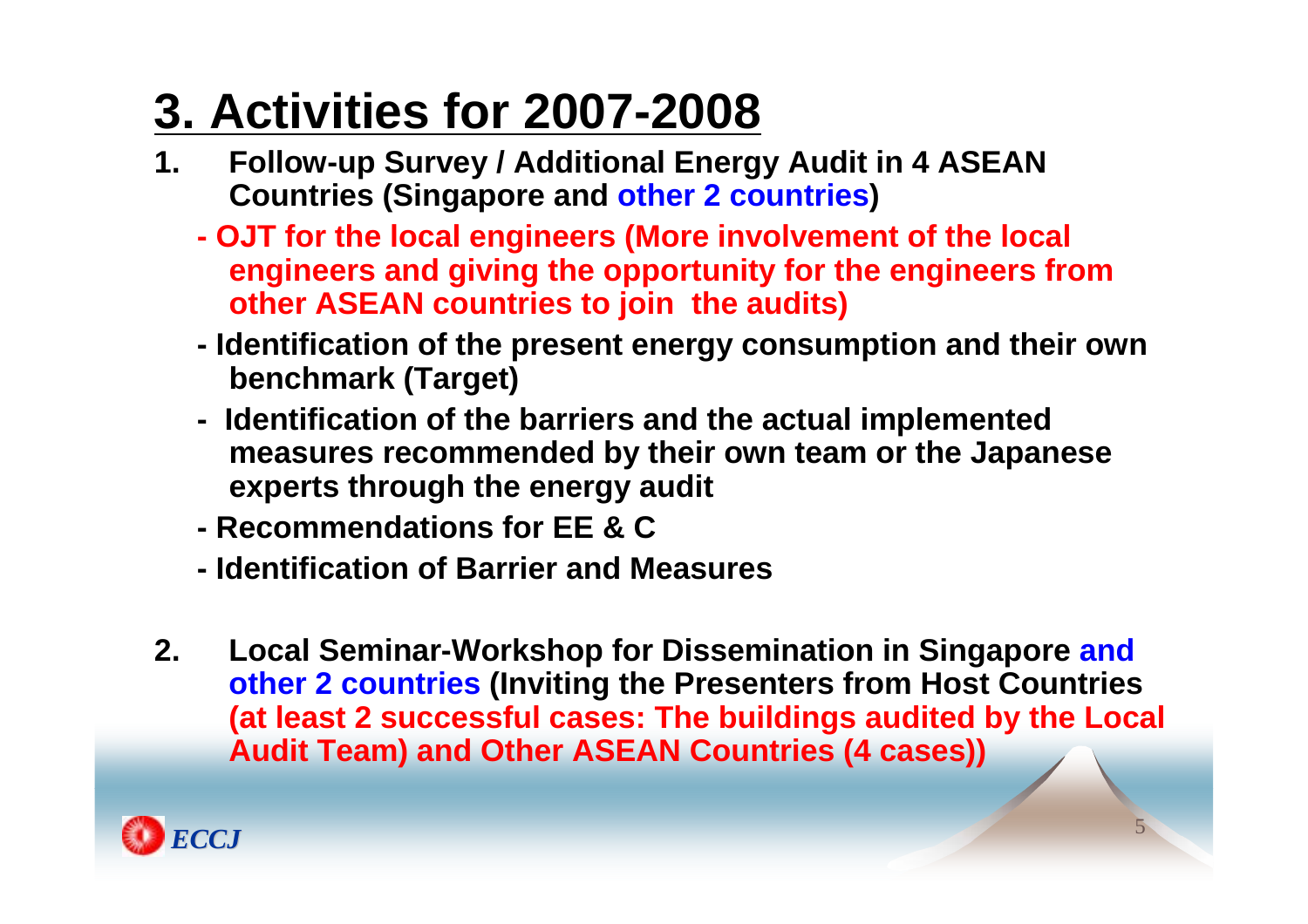# 3. Activities for 2007-2008

1. **Follow-up Survey / Additional Energy Audit in 4 ASEAN Countries (Singapore and other 2 countries)**
   - **OJT for the local engineers (More involvement of the local engineers and giving the opportunity for the engineers from other ASEAN countries to join the audits)**
   - **Identification of the present energy consumption and their own benchmark (Target)**
   - **Identification of the barriers and the actual implemented measures recommended by their own team or the Japanese experts through the energy audit**
   - **Recommendations for EE & C**
   - **Identification of Barrier and Measures**

2. **Local Seminar-Workshop for Dissemination in Singapore and other 2 countries (Inviting the Presenters from Host Countries (at least 2 successful cases: The buildings audited by the Local Audit Team) and Other ASEAN Countries (4 cases))**

*ECCJ*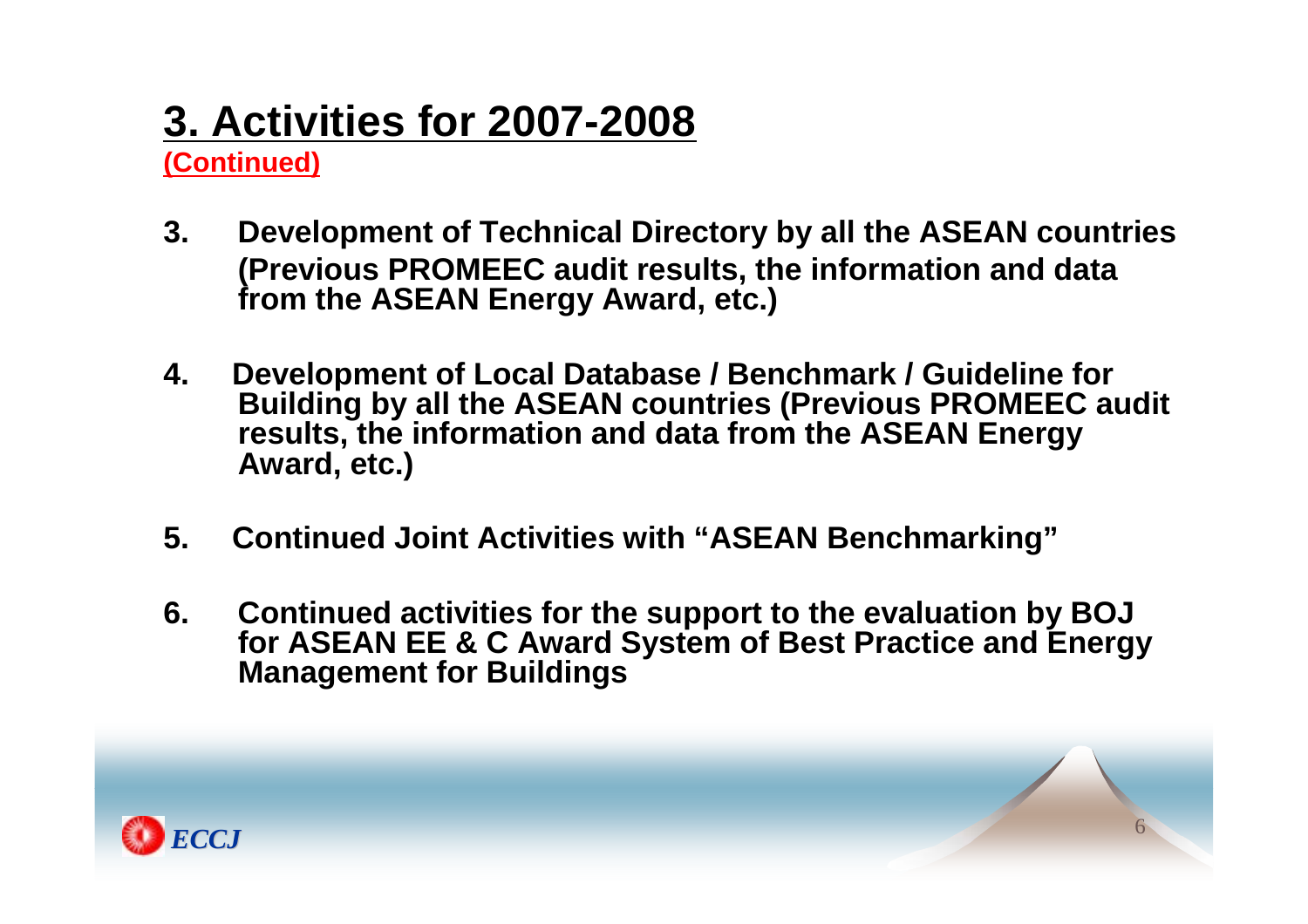# 3. Activities for 2007-2008

**(Continued)**

3. **Development of Technical Directory by all the ASEAN countries (Previous PROMEEC audit results, the information and data from the ASEAN Energy Award, etc.)**

4. **Development of Local Database / Benchmark / Guideline for Building by all the ASEAN countries (Previous PROMEEC audit results, the information and data from the ASEAN Energy Award, etc.)**

5. **Continued Joint Activities with "ASEAN Benchmarking"**

6. **Continued activities for the support to the evaluation by BOJ for ASEAN EE & C Award System of Best Practice and Energy Management for Buildings**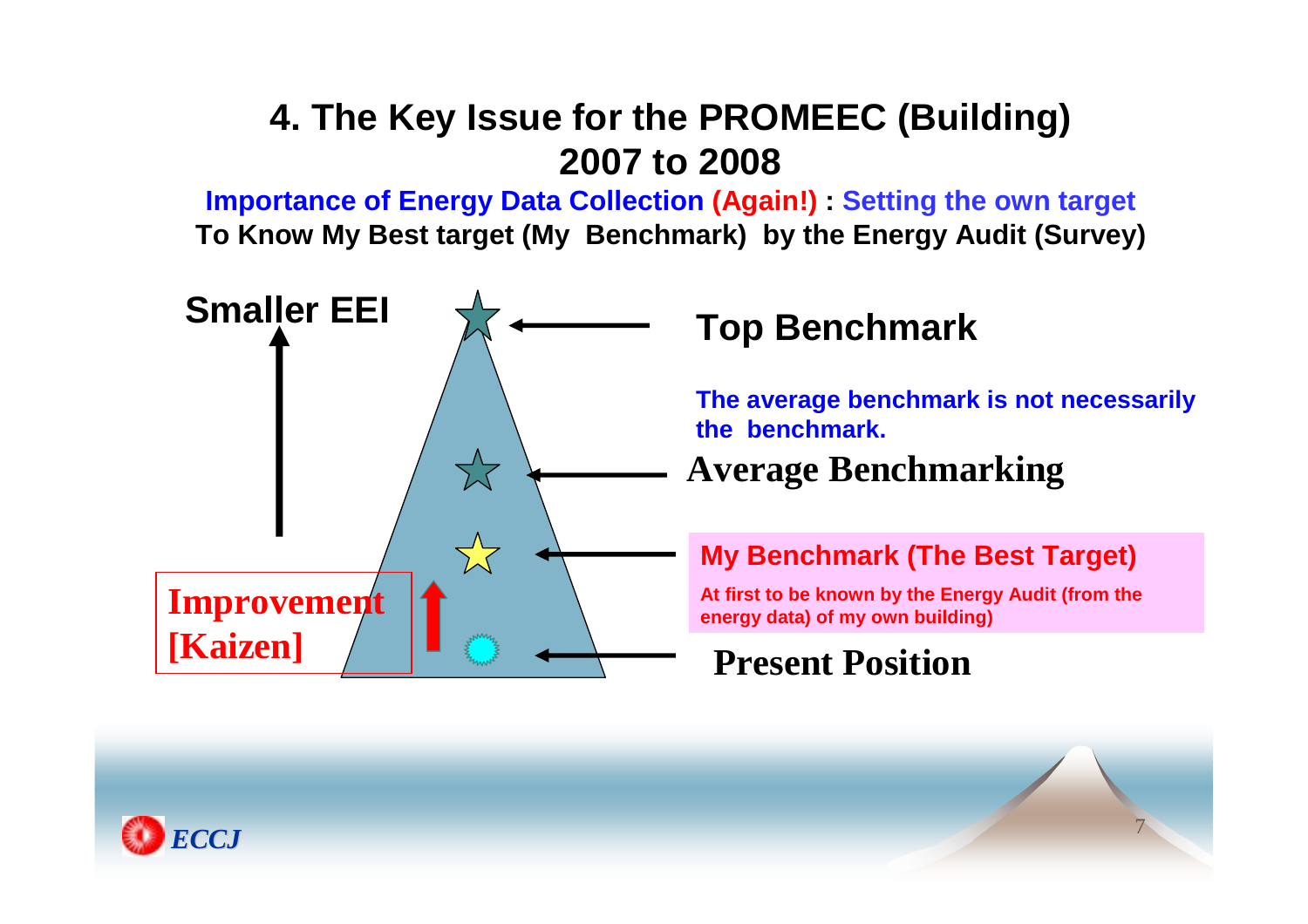# 4. The Key Issue for the PROMEEC (Building) 2007 to 2008

**Importance of Energy Data Collection (Again!) : Setting the own target**

**To Know My Best target (My Benchmark) by the Energy Audit (Survey)**

**Smaller EEI**

**Top Benchmark**

**The average benchmark is not necessarily the benchmark.**

**Average Benchmarking**

**My Benchmark (The Best Target)**

**At first to be known by the Energy Audit (from the energy data) of my own building)**

**Improvement [Kaizen]**

**Present Position**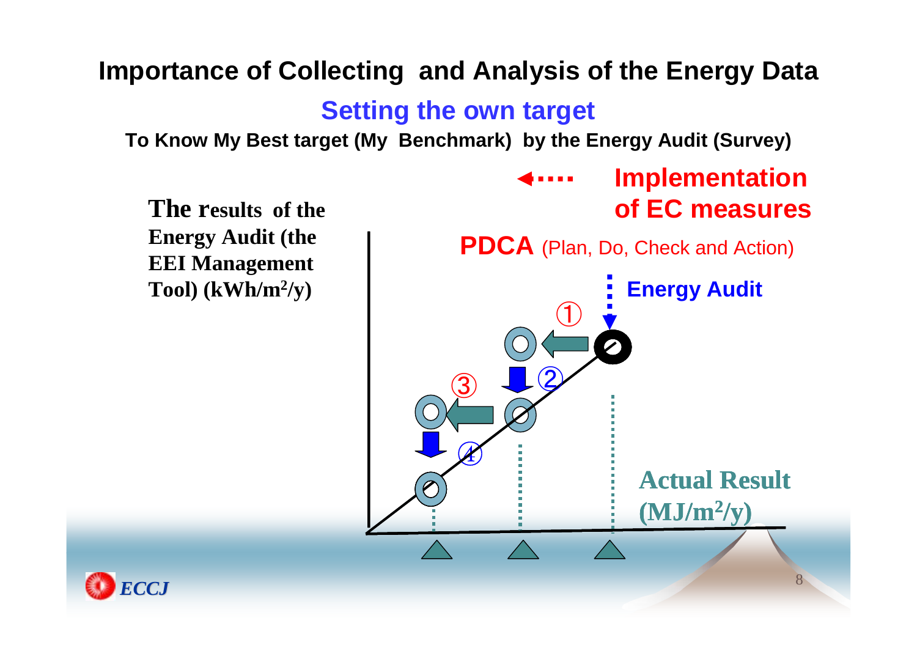# Importance of Collecting and Analysis of the Energy Data

## Setting the own target

**To Know My Best target (My Benchmark) by the Energy Audit (Survey)**

**The results of the Energy Audit (the EEI Management Tool) (kWh/m²/y)**

**Implementation of EC measures**

**PDCA** (Plan, Do, Check and Action)

**Energy Audit**

① ② ③ ④

**Actual Result (MJ/m²/y)**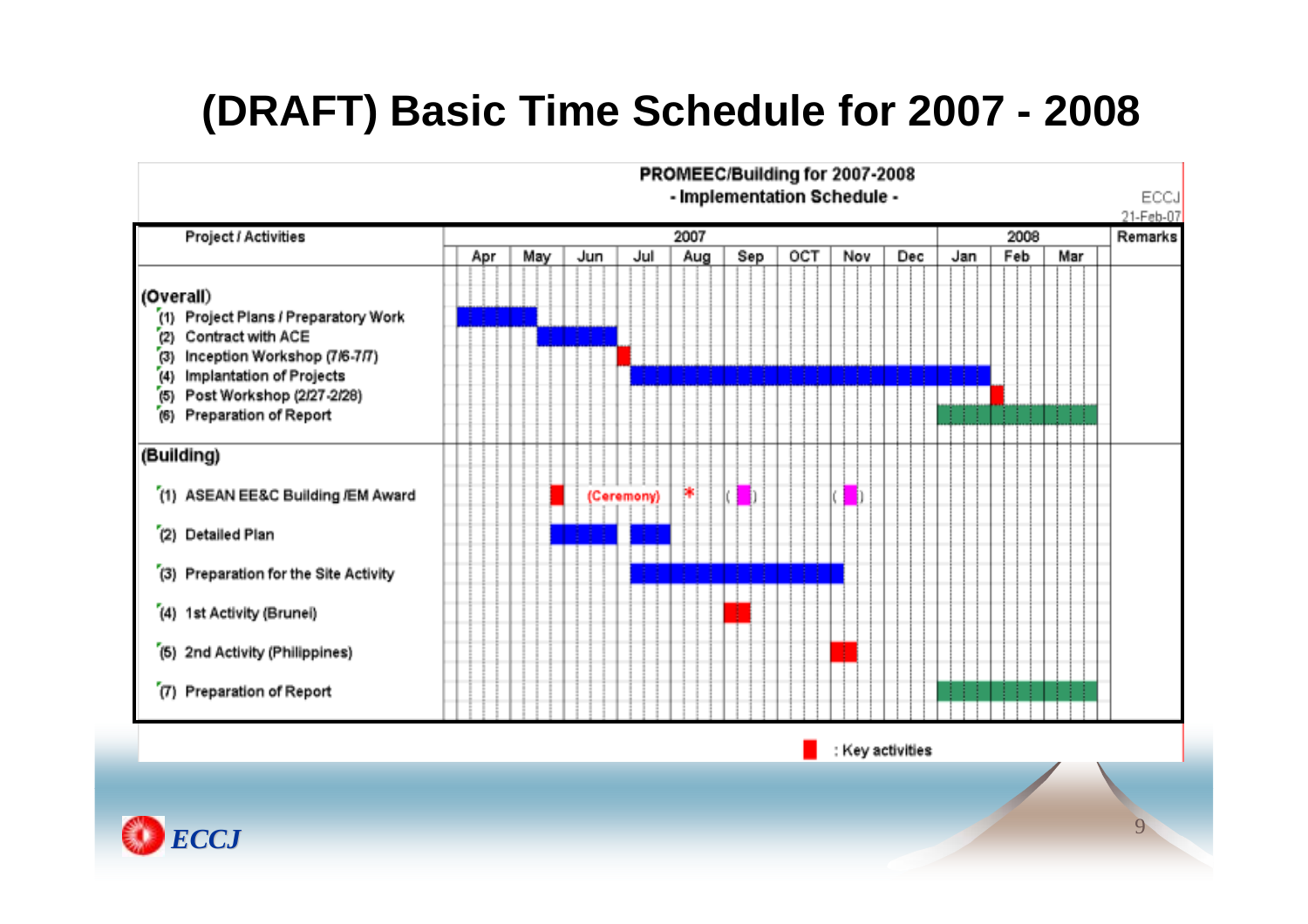# (DRAFT) Basic Time Schedule for 2007 - 2008

**PROMEEC/Building for 2007-2008**
**- Implementation Schedule -**

ECCJ
21-Feb-07

| Project / Activities | 2007 Apr | May | Jun | Jul | Aug | Sep | OCT | Nov | Dec | 2008 Jan | Feb | Mar | Remarks |
|---|---|---|---|---|---|---|---|---|---|---|---|---|---|
| **(Overall)** | | | | | | | | | | | | | |
| (1) Project Plans / Preparatory Work | ■ | ■ | | | | | | | | | | | |
| (2) Contract with ACE | | ■ | ■ | | | | | | | | | | |
| (3) Inception Workshop (7/6-7/7) | | | | ■ | | | | | | | | | |
| (4) Implantation of Projects | | | | ■ | ■ | ■ | ■ | ■ | ■ | ■ | | | |
| (5) Post Workshop (2/27-2/28) | | | | | | | | | | | ■ | | |
| (6) Preparation of Report | | | | | | | | | | ■ | ■ | ■ | |
| **(Building)** | | | | | | | | | | | | | |
| (1) ASEAN EE&C Building /EM Award | | | ■ (Ceremony) | | * | ( ■ ) | | ( ■ ) | | | | | |
| (2) Detailed Plan | | | ■ | ■ | | | | | | | | | |
| (3) Preparation for the Site Activity | | | | ■ | ■ | ■ | ■ | | | | | | |
| (4) 1st Activity (Brunei) | | | | | | ■ | | | | | | | |
| (5) 2nd Activity (Philippines) | | | | | | | | ■ | | | | | |
| (7) Preparation of Report | | | | | | | | | | ■ | ■ | ■ | |

■ : Key activities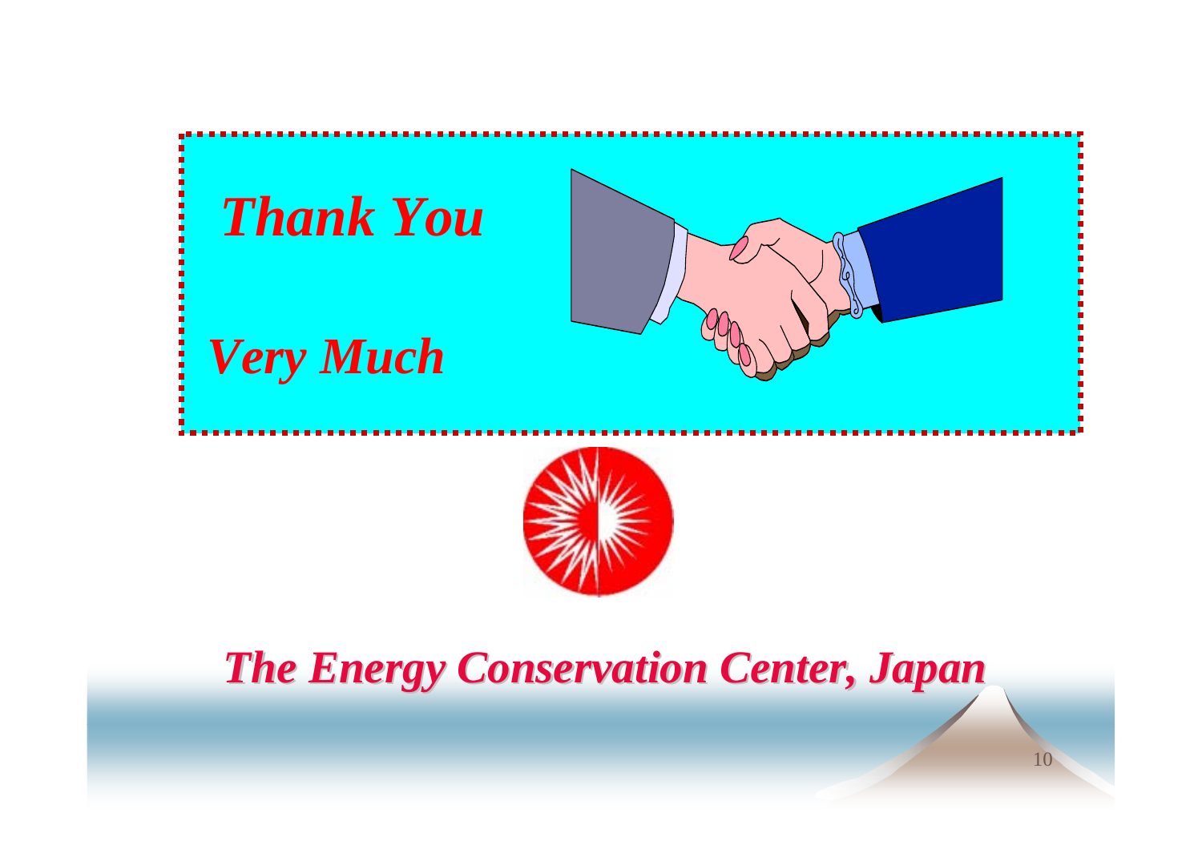*Thank You*

*Very Much*

***The Energy Conservation Center, Japan***